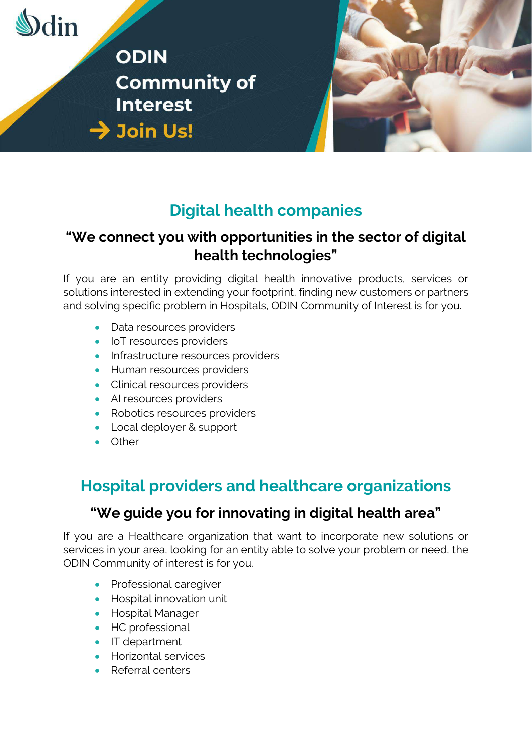Odin

# ODIN Community of Interest

→ Join Us!

## Digital health companies

### "We connect you with opportunities in the sector of digital health technologies"

If you are an entity providing digital health innovative products, services or solutions interested in extending your footprint, finding new customers or partners and solving specific problem in Hospitals, ODIN Community of Interest is for you.

- Data resources providers
- IoT resources providers
- Infrastructure resources providers
- Human resources providers
- Clinical resources providers
- AI resources providers
- Robotics resources providers
- Local deployer & support
- Other

## Hospital providers and healthcare organizations

### "We guide you for innovating in digital health area"

If you are a Healthcare organization that want to incorporate new solutions or services in your area, looking for an entity able to solve your problem or need, the ODIN Community of interest is for you.

- Professional caregiver
- Hospital innovation unit
- Hospital Manager
- HC professional
- IT department
- Horizontal services
- Referral centers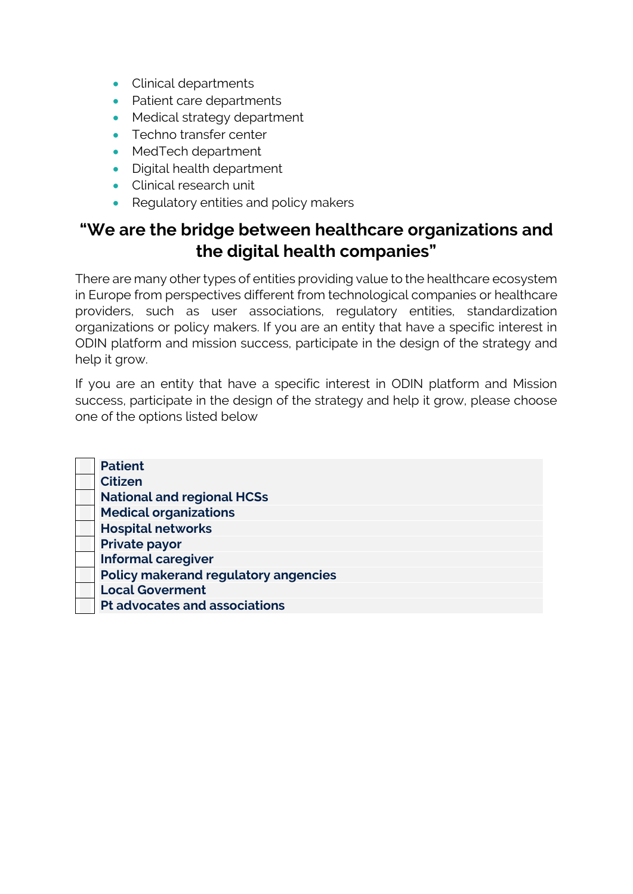- Clinical departments
- Patient care departments
- Medical strategy department
- Techno transfer center
- MedTech department
- Digital health department
- Clinical research unit
- Regulatory entities and policy makers

## "We are the bridge between healthcare organizations and the digital health companies"

There are many other types of entities providing value to the healthcare ecosystem in Europe from perspectives different from technological companies or healthcare providers, such as user associations, regulatory entities, standardization organizations or policy makers. If you are an entity that have a specific interest in ODIN platform and mission success, participate in the design of the strategy and help it grow.

If you are an entity that have a specific interest in ODIN platform and Mission success, participate in the design of the strategy and help it grow, please choose one of the options listed below

| | |
|---|---|
| | **Patient** |
| | **Citizen** |
| | **National and regional HCSs** |
| | **Medical organizations** |
| | **Hospital networks** |
| | **Private payor** |
| | **Informal caregiver** |
| | **Policy makerand regulatory angencies** |
| | **Local Goverment** |
| | **Pt advocates and associations** |